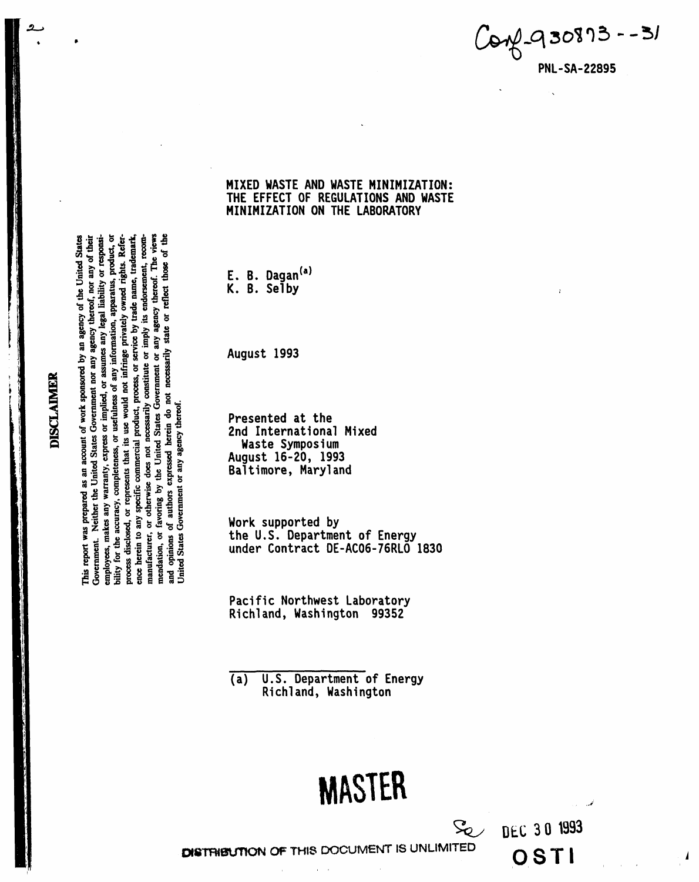Conf-930873--31

PNL-SA-22895

# MIXED WASTE AND WASTE MINIMIZATION: THE EFFECT OF REGULATIONS AND WASTE MINIMIZATION ON THE LABORATORY

E. B. Dagan[a]
K. B. Selby

August 1993

Presented at the
2nd International Mixed Waste Symposium
August 16-20, 1993
Baltimore, Maryland

Work supported by
the U.S. Department of Energy
under Contract DE-AC06-76RLO 1830

Pacific Northwest Laboratory
Richland, Washington 99352

(a) U.S. Department of Energy
Richland, Washington

**DISCLAIMER**

This report was prepared as an account of work sponsored by an agency of the United States Government. Neither the United States Government nor any agency thereof, nor any of their employees, makes any warranty, express or implied, or assumes any legal liability or responsibility for the accuracy, completeness, or usefulness of any information, apparatus, product, or process disclosed, or represents that its use would not infringe privately owned rights. Reference herein to any specific commercial product, process, or service by trade name, trademark, manufacturer, or otherwise does not necessarily constitute or imply its endorsement, recommendation, or favoring by the United States Government or any agency thereof. The views and opinions of authors expressed herein do not necessarily state or reflect those of the United States Government or any agency thereof.

MASTER

DEC 30 1993

OSTI

DISTRIBUTION OF THIS DOCUMENT IS UNLIMITED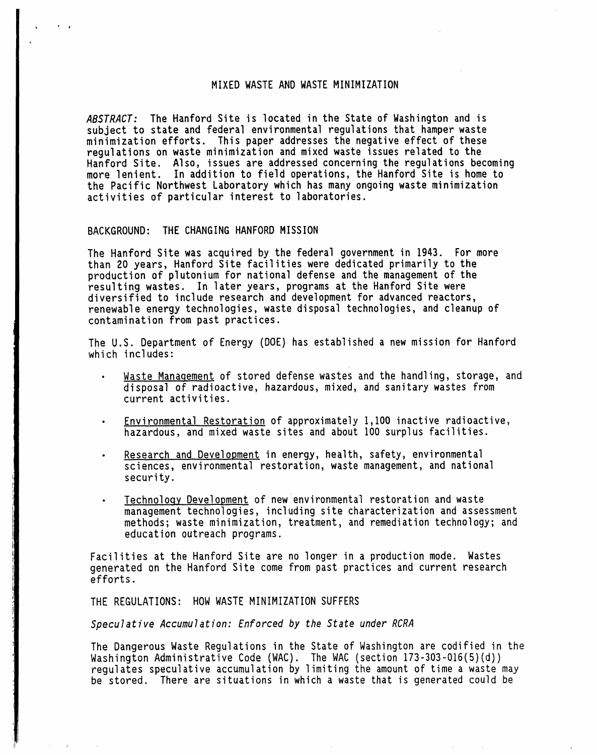# MIXED WASTE AND WASTE MINIMIZATION

*ABSTRACT:* The Hanford Site is located in the State of Washington and is subject to state and federal environmental regulations that hamper waste minimization efforts. This paper addresses the negative effect of these regulations on waste minimization and mixed waste issues related to the Hanford Site. Also, issues are addressed concerning the regulations becoming more lenient. In addition to field operations, the Hanford Site is home to the Pacific Northwest Laboratory which has many ongoing waste minimization activities of particular interest to laboratories.

## BACKGROUND: THE CHANGING HANFORD MISSION

The Hanford Site was acquired by the federal government in 1943. For more than 20 years, Hanford Site facilities were dedicated primarily to the production of plutonium for national defense and the management of the resulting wastes. In later years, programs at the Hanford Site were diversified to include research and development for advanced reactors, renewable energy technologies, waste disposal technologies, and cleanup of contamination from past practices.

The U.S. Department of Energy (DOE) has established a new mission for Hanford which includes:

- Waste Management of stored defense wastes and the handling, storage, and disposal of radioactive, hazardous, mixed, and sanitary wastes from current activities.
- Environmental Restoration of approximately 1,100 inactive radioactive, hazardous, and mixed waste sites and about 100 surplus facilities.
- Research and Development in energy, health, safety, environmental sciences, environmental restoration, waste management, and national security.
- Technology Development of new environmental restoration and waste management technologies, including site characterization and assessment methods; waste minimization, treatment, and remediation technology; and education outreach programs.

Facilities at the Hanford Site are no longer in a production mode. Wastes generated on the Hanford Site come from past practices and current research efforts.

## THE REGULATIONS: HOW WASTE MINIMIZATION SUFFERS

### *Speculative Accumulation: Enforced by the State under RCRA*

The Dangerous Waste Regulations in the State of Washington are codified in the Washington Administrative Code (WAC). The WAC (section 173-303-016(5)(d)) regulates speculative accumulation by limiting the amount of time a waste may be stored. There are situations in which a waste that is generated could be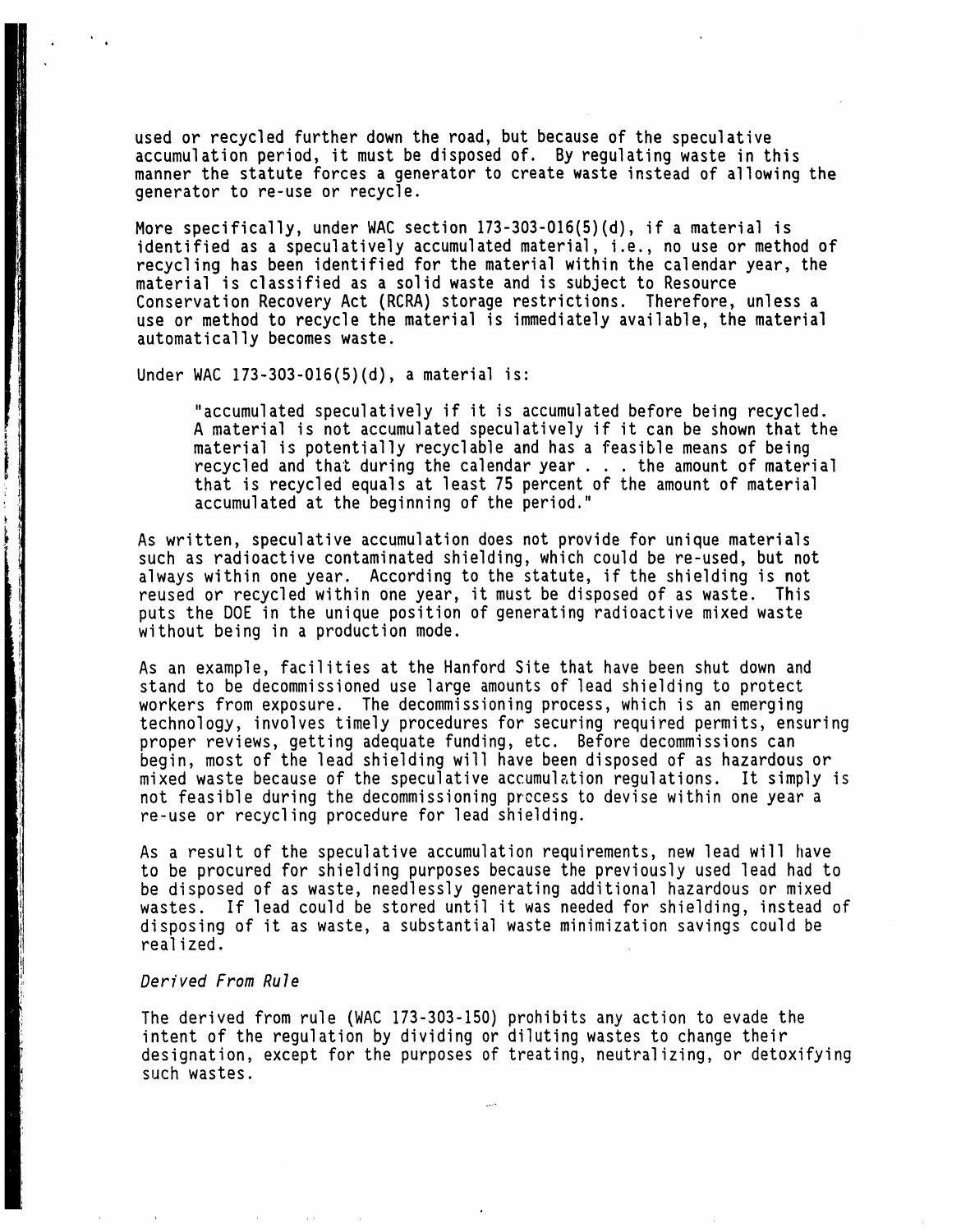used or recycled further down the road, but because of the speculative accumulation period, it must be disposed of. By regulating waste in this manner the statute forces a generator to create waste instead of allowing the generator to re-use or recycle.

More specifically, under WAC section 173-303-016(5)(d), if a material is identified as a speculatively accumulated material, i.e., no use or method of recycling has been identified for the material within the calendar year, the material is classified as a solid waste and is subject to Resource Conservation Recovery Act (RCRA) storage restrictions. Therefore, unless a use or method to recycle the material is immediately available, the material automatically becomes waste.

Under WAC 173-303-016(5)(d), a material is:

> "accumulated speculatively if it is accumulated before being recycled. A material is not accumulated speculatively if it can be shown that the material is potentially recyclable and has a feasible means of being recycled and that during the calendar year . . . the amount of material that is recycled equals at least 75 percent of the amount of material accumulated at the beginning of the period."

As written, speculative accumulation does not provide for unique materials such as radioactive contaminated shielding, which could be re-used, but not always within one year. According to the statute, if the shielding is not reused or recycled within one year, it must be disposed of as waste. This puts the DOE in the unique position of generating radioactive mixed waste without being in a production mode.

As an example, facilities at the Hanford Site that have been shut down and stand to be decommissioned use large amounts of lead shielding to protect workers from exposure. The decommissioning process, which is an emerging technology, involves timely procedures for securing required permits, ensuring proper reviews, getting adequate funding, etc. Before decommissions can begin, most of the lead shielding will have been disposed of as hazardous or mixed waste because of the speculative accumulation regulations. It simply is not feasible during the decommissioning process to devise within one year a re-use or recycling procedure for lead shielding.

As a result of the speculative accumulation requirements, new lead will have to be procured for shielding purposes because the previously used lead had to be disposed of as waste, needlessly generating additional hazardous or mixed wastes. If lead could be stored until it was needed for shielding, instead of disposing of it as waste, a substantial waste minimization savings could be realized.

*Derived From Rule*

The derived from rule (WAC 173-303-150) prohibits any action to evade the intent of the regulation by dividing or diluting wastes to change their designation, except for the purposes of treating, neutralizing, or detoxifying such wastes.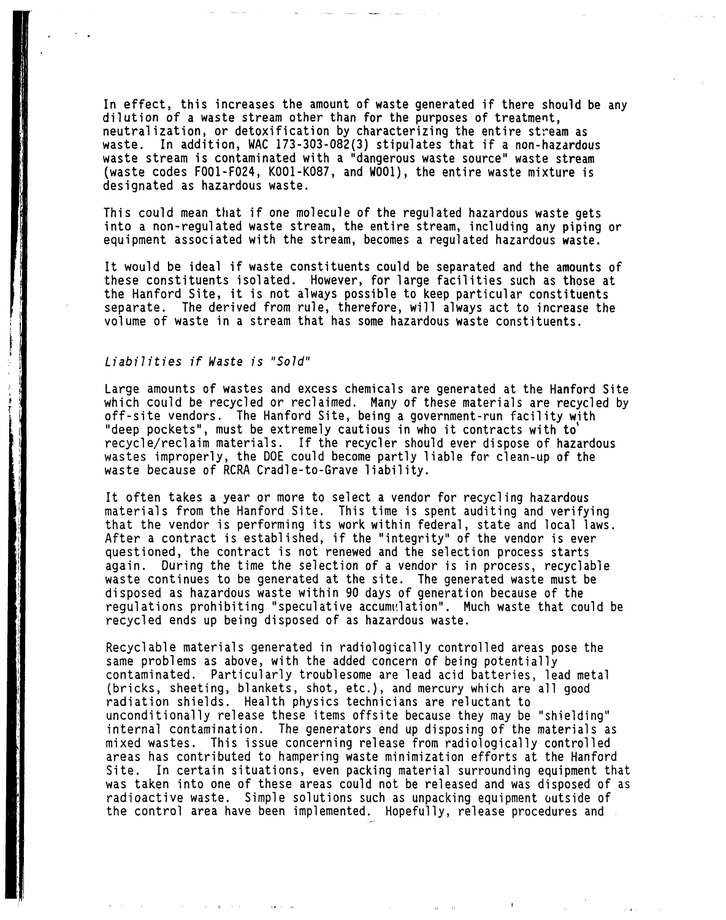In effect, this increases the amount of waste generated if there should be any dilution of a waste stream other than for the purposes of treatment, neutralization, or detoxification by characterizing the entire stream as waste. In addition, WAC 173-303-082(3) stipulates that if a non-hazardous waste stream is contaminated with a "dangerous waste source" waste stream (waste codes F001-F024, K001-K087, and W001), the entire waste mixture is designated as hazardous waste.

This could mean that if one molecule of the regulated hazardous waste gets into a non-regulated waste stream, the entire stream, including any piping or equipment associated with the stream, becomes a regulated hazardous waste.

It would be ideal if waste constituents could be separated and the amounts of these constituents isolated. However, for large facilities such as those at the Hanford Site, it is not always possible to keep particular constituents separate. The derived from rule, therefore, will always act to increase the volume of waste in a stream that has some hazardous waste constituents.

*Liabilities if Waste is "Sold"*

Large amounts of wastes and excess chemicals are generated at the Hanford Site which could be recycled or reclaimed. Many of these materials are recycled by off-site vendors. The Hanford Site, being a government-run facility with "deep pockets", must be extremely cautious in who it contracts with to recycle/reclaim materials. If the recycler should ever dispose of hazardous wastes improperly, the DOE could become partly liable for clean-up of the waste because of RCRA Cradle-to-Grave liability.

It often takes a year or more to select a vendor for recycling hazardous materials from the Hanford Site. This time is spent auditing and verifying that the vendor is performing its work within federal, state and local laws. After a contract is established, if the "integrity" of the vendor is ever questioned, the contract is not renewed and the selection process starts again. During the time the selection of a vendor is in process, recyclable waste continues to be generated at the site. The generated waste must be disposed as hazardous waste within 90 days of generation because of the regulations prohibiting "speculative accumulation". Much waste that could be recycled ends up being disposed of as hazardous waste.

Recyclable materials generated in radiologically controlled areas pose the same problems as above, with the added concern of being potentially contaminated. Particularly troublesome are lead acid batteries, lead metal (bricks, sheeting, blankets, shot, etc.), and mercury which are all good radiation shields. Health physics technicians are reluctant to unconditionally release these items offsite because they may be "shielding" internal contamination. The generators end up disposing of the materials as mixed wastes. This issue concerning release from radiologically controlled areas has contributed to hampering waste minimization efforts at the Hanford Site. In certain situations, even packing material surrounding equipment that was taken into one of these areas could not be released and was disposed of as radioactive waste. Simple solutions such as unpacking equipment outside of the control area have been implemented. Hopefully, release procedures and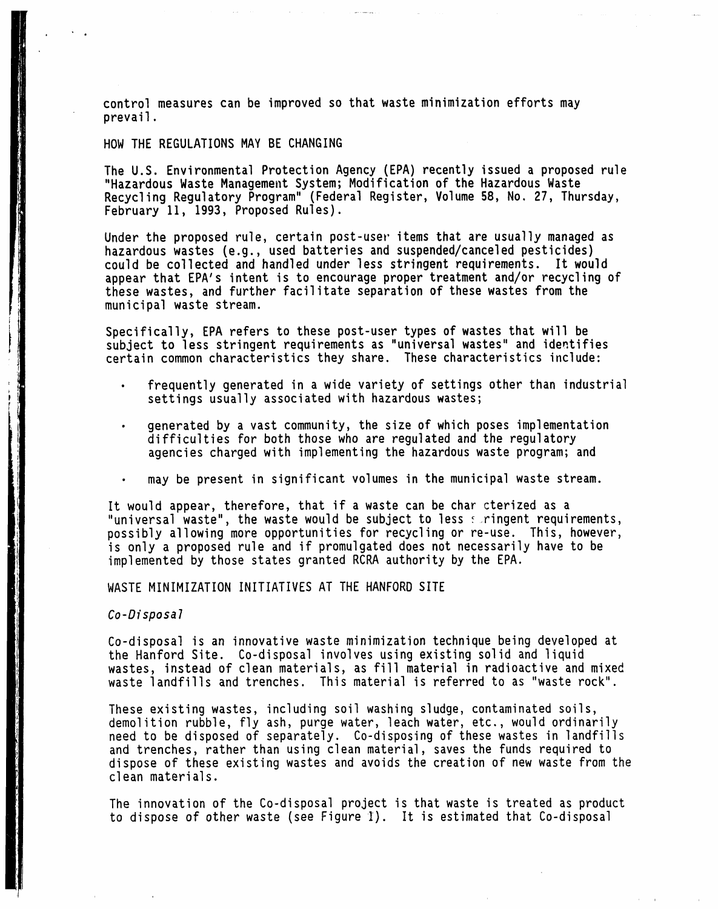control measures can be improved so that waste minimization efforts may prevail.

## HOW THE REGULATIONS MAY BE CHANGING

The U.S. Environmental Protection Agency (EPA) recently issued a proposed rule "Hazardous Waste Management System; Modification of the Hazardous Waste Recycling Regulatory Program" (Federal Register, Volume 58, No. 27, Thursday, February 11, 1993, Proposed Rules).

Under the proposed rule, certain post-user items that are usually managed as hazardous wastes (e.g., used batteries and suspended/canceled pesticides) could be collected and handled under less stringent requirements. It would appear that EPA's intent is to encourage proper treatment and/or recycling of these wastes, and further facilitate separation of these wastes from the municipal waste stream.

Specifically, EPA refers to these post-user types of wastes that will be subject to less stringent requirements as "universal wastes" and identifies certain common characteristics they share. These characteristics include:

- frequently generated in a wide variety of settings other than industrial settings usually associated with hazardous wastes;
- generated by a vast community, the size of which poses implementation difficulties for both those who are regulated and the regulatory agencies charged with implementing the hazardous waste program; and
- may be present in significant volumes in the municipal waste stream.

It would appear, therefore, that if a waste can be characterized as a "universal waste", the waste would be subject to less stringent requirements, possibly allowing more opportunities for recycling or re-use. This, however, is only a proposed rule and if promulgated does not necessarily have to be implemented by those states granted RCRA authority by the EPA.

## WASTE MINIMIZATION INITIATIVES AT THE HANFORD SITE

### *Co-Disposal*

Co-disposal is an innovative waste minimization technique being developed at the Hanford Site. Co-disposal involves using existing solid and liquid wastes, instead of clean materials, as fill material in radioactive and mixed waste landfills and trenches. This material is referred to as "waste rock".

These existing wastes, including soil washing sludge, contaminated soils, demolition rubble, fly ash, purge water, leach water, etc., would ordinarily need to be disposed of separately. Co-disposing of these wastes in landfills and trenches, rather than using clean material, saves the funds required to dispose of these existing wastes and avoids the creation of new waste from the clean materials.

The innovation of the Co-disposal project is that waste is treated as product to dispose of other waste (see Figure 1). It is estimated that Co-disposal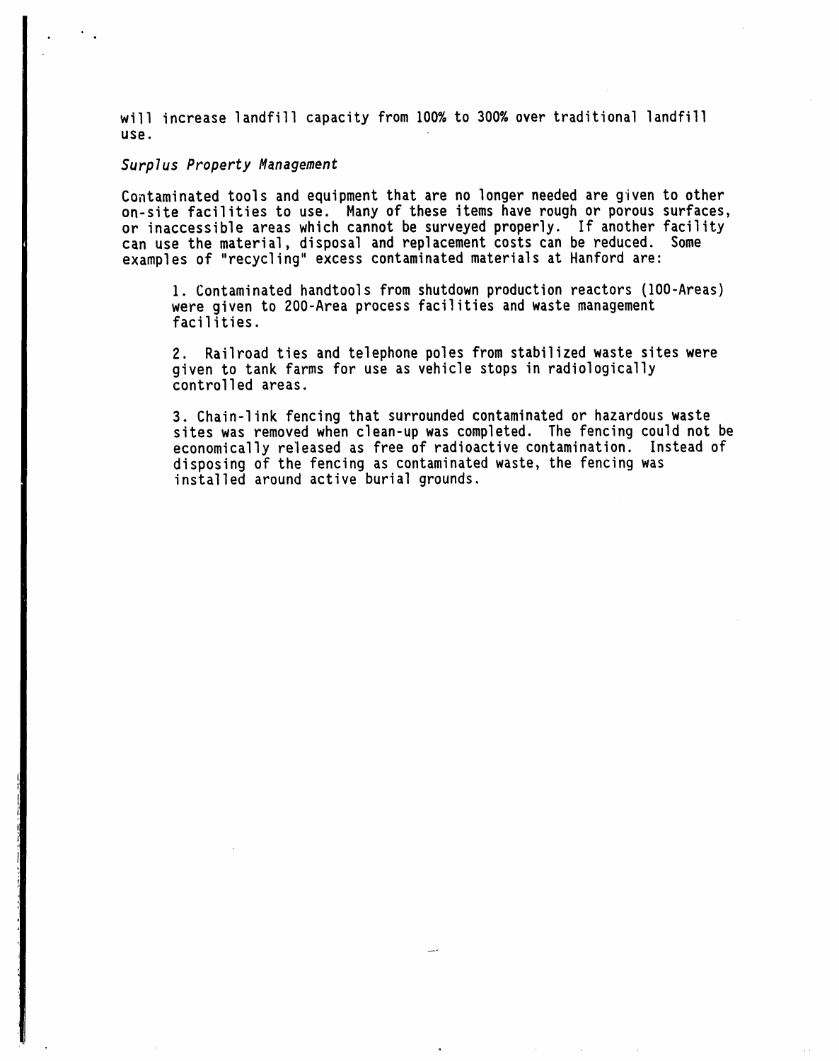will increase landfill capacity from 100% to 300% over traditional landfill use.

*Surplus Property Management*

Contaminated tools and equipment that are no longer needed are given to other on-site facilities to use. Many of these items have rough or porous surfaces, or inaccessible areas which cannot be surveyed properly. If another facility can use the material, disposal and replacement costs can be reduced. Some examples of "recycling" excess contaminated materials at Hanford are:

1. Contaminated handtools from shutdown production reactors (100-Areas) were given to 200-Area process facilities and waste management facilities.

2. Railroad ties and telephone poles from stabilized waste sites were given to tank farms for use as vehicle stops in radiologically controlled areas.

3. Chain-link fencing that surrounded contaminated or hazardous waste sites was removed when clean-up was completed. The fencing could not be economically released as free of radioactive contamination. Instead of disposing of the fencing as contaminated waste, the fencing was installed around active burial grounds.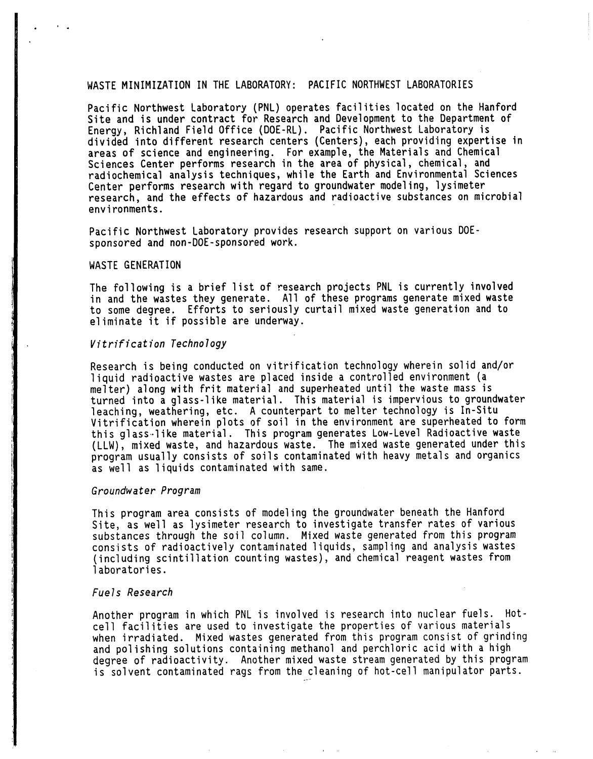## WASTE MINIMIZATION IN THE LABORATORY: PACIFIC NORTHWEST LABORATORIES

Pacific Northwest Laboratory (PNL) operates facilities located on the Hanford Site and is under contract for Research and Development to the Department of Energy, Richland Field Office (DOE-RL). Pacific Northwest Laboratory is divided into different research centers (Centers), each providing expertise in areas of science and engineering. For example, the Materials and Chemical Sciences Center performs research in the area of physical, chemical, and radiochemical analysis techniques, while the Earth and Environmental Sciences Center performs research with regard to groundwater modeling, lysimeter research, and the effects of hazardous and radioactive substances on microbial environments.

Pacific Northwest Laboratory provides research support on various DOE-sponsored and non-DOE-sponsored work.

### WASTE GENERATION

The following is a brief list of research projects PNL is currently involved in and the wastes they generate. All of these programs generate mixed waste to some degree. Efforts to seriously curtail mixed waste generation and to eliminate it if possible are underway.

#### *Vitrification Technology*

Research is being conducted on vitrification technology wherein solid and/or liquid radioactive wastes are placed inside a controlled environment (a melter) along with frit material and superheated until the waste mass is turned into a glass-like material. This material is impervious to groundwater leaching, weathering, etc. A counterpart to melter technology is In-Situ Vitrification wherein plots of soil in the environment are superheated to form this glass-like material. This program generates Low-Level Radioactive waste (LLW), mixed waste, and hazardous waste. The mixed waste generated under this program usually consists of soils contaminated with heavy metals and organics as well as liquids contaminated with same.

#### *Groundwater Program*

This program area consists of modeling the groundwater beneath the Hanford Site, as well as lysimeter research to investigate transfer rates of various substances through the soil column. Mixed waste generated from this program consists of radioactively contaminated liquids, sampling and analysis wastes (including scintillation counting wastes), and chemical reagent wastes from laboratories.

#### *Fuels Research*

Another program in which PNL is involved is research into nuclear fuels. Hot-cell facilities are used to investigate the properties of various materials when irradiated. Mixed wastes generated from this program consist of grinding and polishing solutions containing methanol and perchloric acid with a high degree of radioactivity. Another mixed waste stream generated by this program is solvent contaminated rags from the cleaning of hot-cell manipulator parts.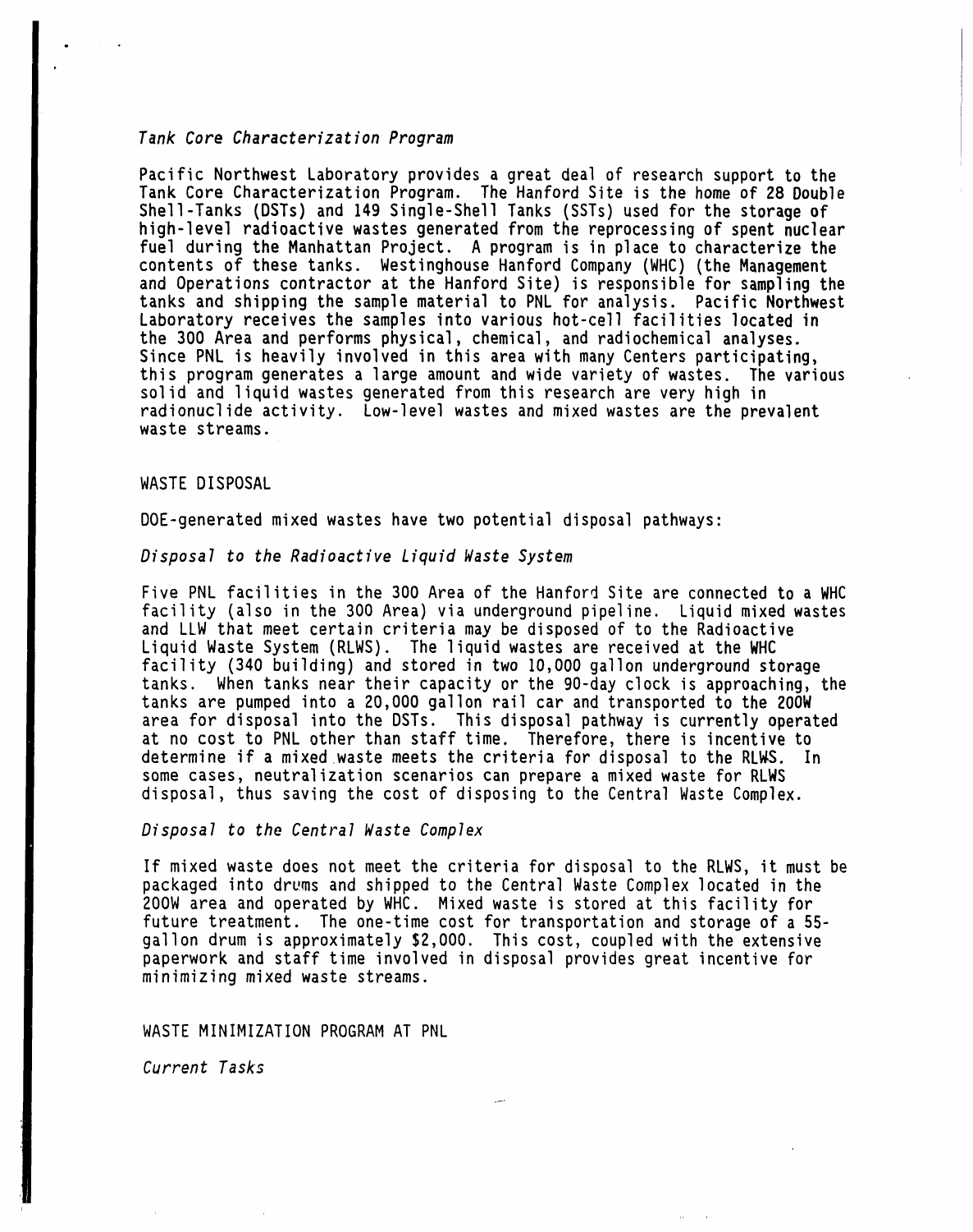*Tank Core Characterization Program*

Pacific Northwest Laboratory provides a great deal of research support to the Tank Core Characterization Program. The Hanford Site is the home of 28 Double Shell-Tanks (DSTs) and 149 Single-Shell Tanks (SSTs) used for the storage of high-level radioactive wastes generated from the reprocessing of spent nuclear fuel during the Manhattan Project. A program is in place to characterize the contents of these tanks. Westinghouse Hanford Company (WHC) (the Management and Operations contractor at the Hanford Site) is responsible for sampling the tanks and shipping the sample material to PNL for analysis. Pacific Northwest Laboratory receives the samples into various hot-cell facilities located in the 300 Area and performs physical, chemical, and radiochemical analyses. Since PNL is heavily involved in this area with many Centers participating, this program generates a large amount and wide variety of wastes. The various solid and liquid wastes generated from this research are very high in radionuclide activity. Low-level wastes and mixed wastes are the prevalent waste streams.

## WASTE DISPOSAL

DOE-generated mixed wastes have two potential disposal pathways:

*Disposal to the Radioactive Liquid Waste System*

Five PNL facilities in the 300 Area of the Hanford Site are connected to a WHC facility (also in the 300 Area) via underground pipeline. Liquid mixed wastes and LLW that meet certain criteria may be disposed of to the Radioactive Liquid Waste System (RLWS). The liquid wastes are received at the WHC facility (340 building) and stored in two 10,000 gallon underground storage tanks. When tanks near their capacity or the 90-day clock is approaching, the tanks are pumped into a 20,000 gallon rail car and transported to the 200W area for disposal into the DSTs. This disposal pathway is currently operated at no cost to PNL other than staff time. Therefore, there is incentive to determine if a mixed waste meets the criteria for disposal to the RLWS. In some cases, neutralization scenarios can prepare a mixed waste for RLWS disposal, thus saving the cost of disposing to the Central Waste Complex.

*Disposal to the Central Waste Complex*

If mixed waste does not meet the criteria for disposal to the RLWS, it must be packaged into drums and shipped to the Central Waste Complex located in the 200W area and operated by WHC. Mixed waste is stored at this facility for future treatment. The one-time cost for transportation and storage of a 55-gallon drum is approximately $2,000. This cost, coupled with the extensive paperwork and staff time involved in disposal provides great incentive for minimizing mixed waste streams.

## WASTE MINIMIZATION PROGRAM AT PNL

*Current Tasks*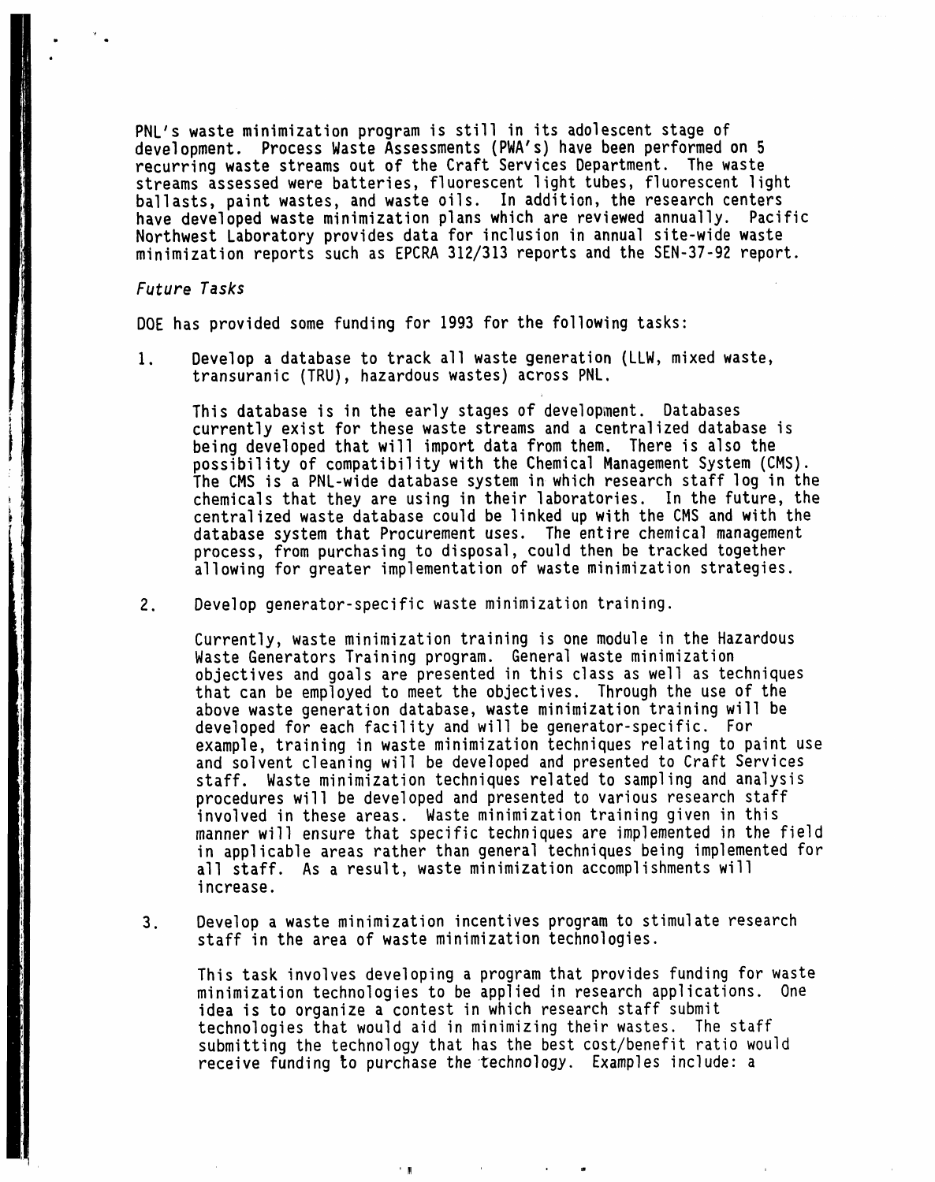PNL's waste minimization program is still in its adolescent stage of development. Process Waste Assessments (PWA's) have been performed on 5 recurring waste streams out of the Craft Services Department. The waste streams assessed were batteries, fluorescent light tubes, fluorescent light ballasts, paint wastes, and waste oils. In addition, the research centers have developed waste minimization plans which are reviewed annually. Pacific Northwest Laboratory provides data for inclusion in annual site-wide waste minimization reports such as EPCRA 312/313 reports and the SEN-37-92 report.

*Future Tasks*

DOE has provided some funding for 1993 for the following tasks:

1. Develop a database to track all waste generation (LLW, mixed waste, transuranic (TRU), hazardous wastes) across PNL.

   This database is in the early stages of development. Databases currently exist for these waste streams and a centralized database is being developed that will import data from them. There is also the possibility of compatibility with the Chemical Management System (CMS). The CMS is a PNL-wide database system in which research staff log in the chemicals that they are using in their laboratories. In the future, the centralized waste database could be linked up with the CMS and with the database system that Procurement uses. The entire chemical management process, from purchasing to disposal, could then be tracked together allowing for greater implementation of waste minimization strategies.

2. Develop generator-specific waste minimization training.

   Currently, waste minimization training is one module in the Hazardous Waste Generators Training program. General waste minimization objectives and goals are presented in this class as well as techniques that can be employed to meet the objectives. Through the use of the above waste generation database, waste minimization training will be developed for each facility and will be generator-specific. For example, training in waste minimization techniques relating to paint use and solvent cleaning will be developed and presented to Craft Services staff. Waste minimization techniques related to sampling and analysis procedures will be developed and presented to various research staff involved in these areas. Waste minimization training given in this manner will ensure that specific techniques are implemented in the field in applicable areas rather than general techniques being implemented for all staff. As a result, waste minimization accomplishments will increase.

3. Develop a waste minimization incentives program to stimulate research staff in the area of waste minimization technologies.

   This task involves developing a program that provides funding for waste minimization technologies to be applied in research applications. One idea is to organize a contest in which research staff submit technologies that would aid in minimizing their wastes. The staff submitting the technology that has the best cost/benefit ratio would receive funding to purchase the technology. Examples include: a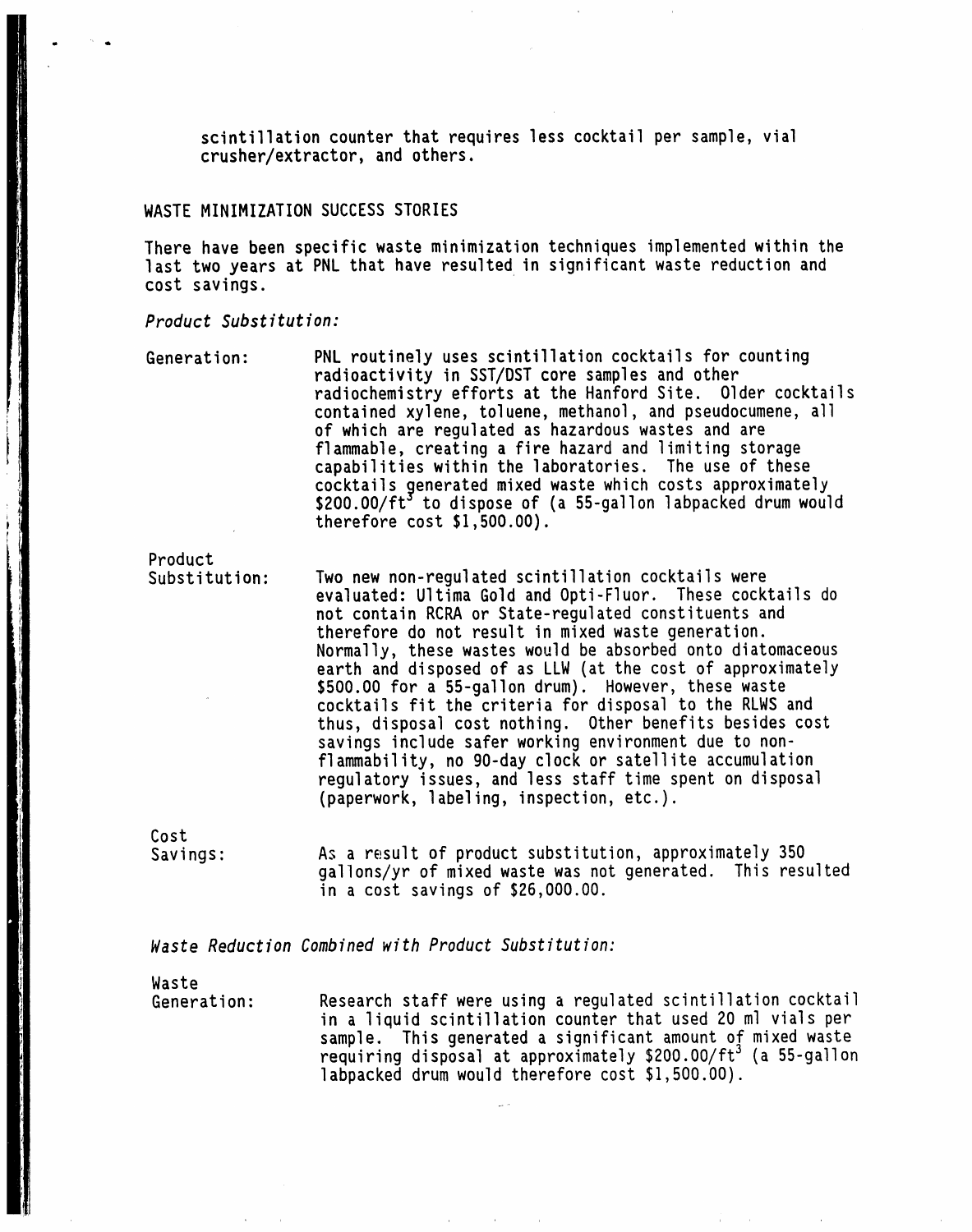scintillation counter that requires less cocktail per sample, vial crusher/extractor, and others.

## WASTE MINIMIZATION SUCCESS STORIES

There have been specific waste minimization techniques implemented within the last two years at PNL that have resulted in significant waste reduction and cost savings.

*Product Substitution:*

**Generation:** PNL routinely uses scintillation cocktails for counting radioactivity in SST/DST core samples and other radiochemistry efforts at the Hanford Site. Older cocktails contained xylene, toluene, methanol, and pseudocumene, all of which are regulated as hazardous wastes and are flammable, creating a fire hazard and limiting storage capabilities within the laboratories. The use of these cocktails generated mixed waste which costs approximately \$200.00/ft$^3$ to dispose of (a 55-gallon labpacked drum would therefore cost \$1,500.00).

**Product Substitution:** Two new non-regulated scintillation cocktails were evaluated: Ultima Gold and Opti-Fluor. These cocktails do not contain RCRA or State-regulated constituents and therefore do not result in mixed waste generation. Normally, these wastes would be absorbed onto diatomaceous earth and disposed of as LLW (at the cost of approximately \$500.00 for a 55-gallon drum). However, these waste cocktails fit the criteria for disposal to the RLWS and thus, disposal cost nothing. Other benefits besides cost savings include safer working environment due to non-flammability, no 90-day clock or satellite accumulation regulatory issues, and less staff time spent on disposal (paperwork, labeling, inspection, etc.).

**Cost Savings:** As a result of product substitution, approximately 350 gallons/yr of mixed waste was not generated. This resulted in a cost savings of \$26,000.00.

*Waste Reduction Combined with Product Substitution:*

**Waste Generation:** Research staff were using a regulated scintillation cocktail in a liquid scintillation counter that used 20 ml vials per sample. This generated a significant amount of mixed waste requiring disposal at approximately \$200.00/ft$^3$ (a 55-gallon labpacked drum would therefore cost \$1,500.00).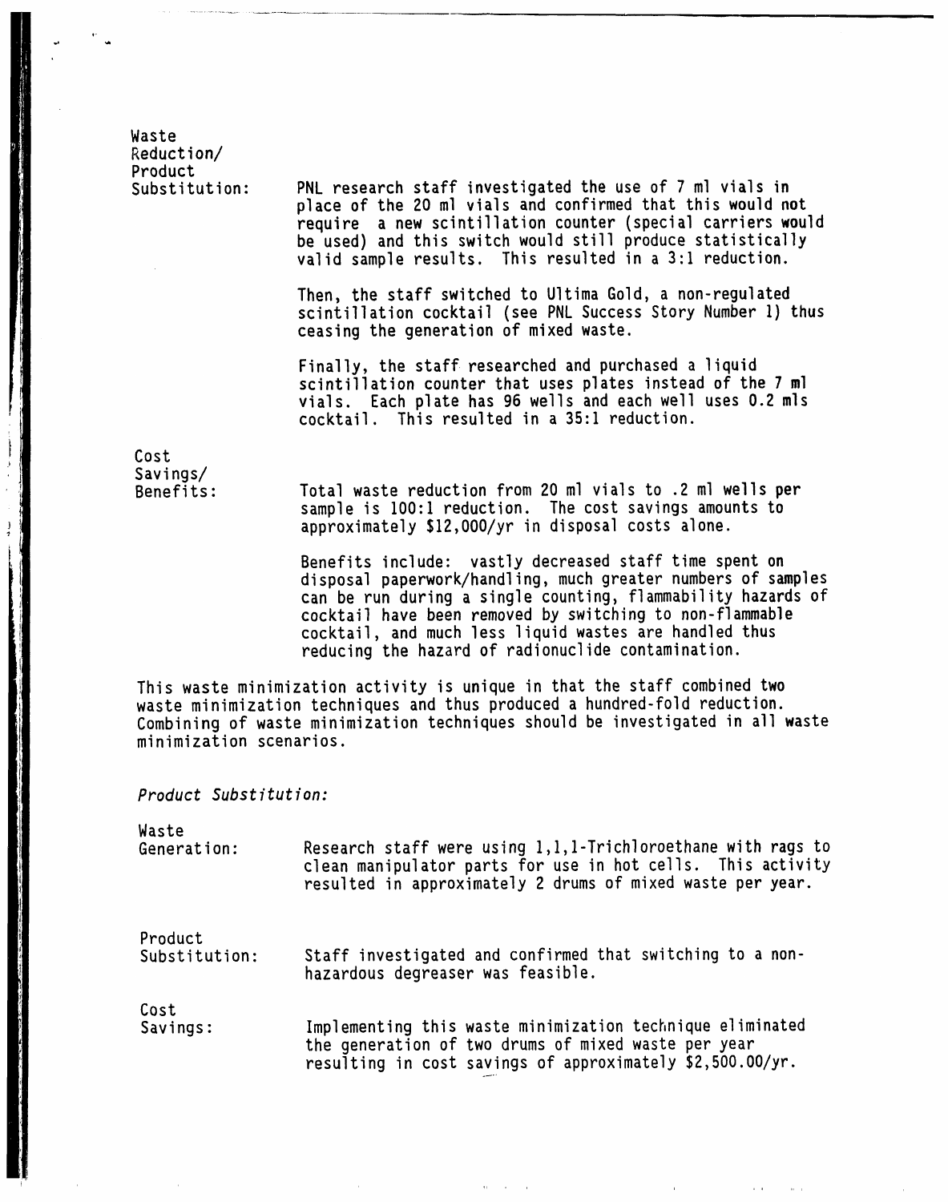**Waste Reduction/ Product Substitution:** PNL research staff investigated the use of 7 ml vials in place of the 20 ml vials and confirmed that this would not require a new scintillation counter (special carriers would be used) and this switch would still produce statistically valid sample results. This resulted in a 3:1 reduction.

Then, the staff switched to Ultima Gold, a non-regulated scintillation cocktail (see PNL Success Story Number 1) thus ceasing the generation of mixed waste.

Finally, the staff researched and purchased a liquid scintillation counter that uses plates instead of the 7 ml vials. Each plate has 96 wells and each well uses 0.2 mls cocktail. This resulted in a 35:1 reduction.

**Cost Savings/ Benefits:** Total waste reduction from 20 ml vials to .2 ml wells per sample is 100:1 reduction. The cost savings amounts to approximately $12,000/yr in disposal costs alone.

Benefits include: vastly decreased staff time spent on disposal paperwork/handling, much greater numbers of samples can be run during a single counting, flammability hazards of cocktail have been removed by switching to non-flammable cocktail, and much less liquid wastes are handled thus reducing the hazard of radionuclide contamination.

This waste minimization activity is unique in that the staff combined two waste minimization techniques and thus produced a hundred-fold reduction. Combining of waste minimization techniques should be investigated in all waste minimization scenarios.

*Product Substitution:*

**Waste Generation:** Research staff were using 1,1,1-Trichloroethane with rags to clean manipulator parts for use in hot cells. This activity resulted in approximately 2 drums of mixed waste per year.

**Product Substitution:** Staff investigated and confirmed that switching to a non-hazardous degreaser was feasible.

**Cost Savings:** Implementing this waste minimization technique eliminated the generation of two drums of mixed waste per year resulting in cost savings of approximately $2,500.00/yr.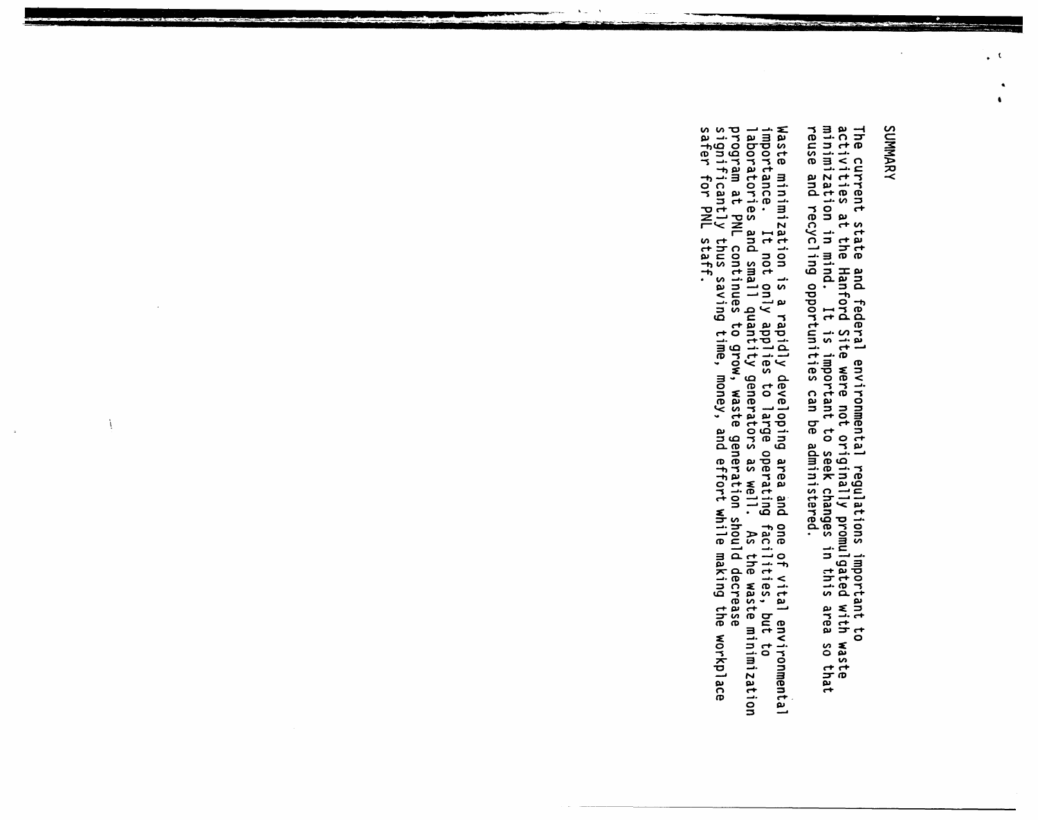# SUMMARY

The current state and federal environmental regulations important to activities at the Hanford Site were not originally promulgated with waste minimization in mind. It is important to seek changes in this area so that reuse and recycling opportunities can be administered.

Waste minimization is a rapidly developing area and one of vital environmental importance. It not only applies to large operating facilities, but to laboratories and small quantity generators as well. As the waste minimization program at PNL continues to grow, waste generation should decrease significantly thus saving time, money, and effort while making the workplace safer for PNL staff.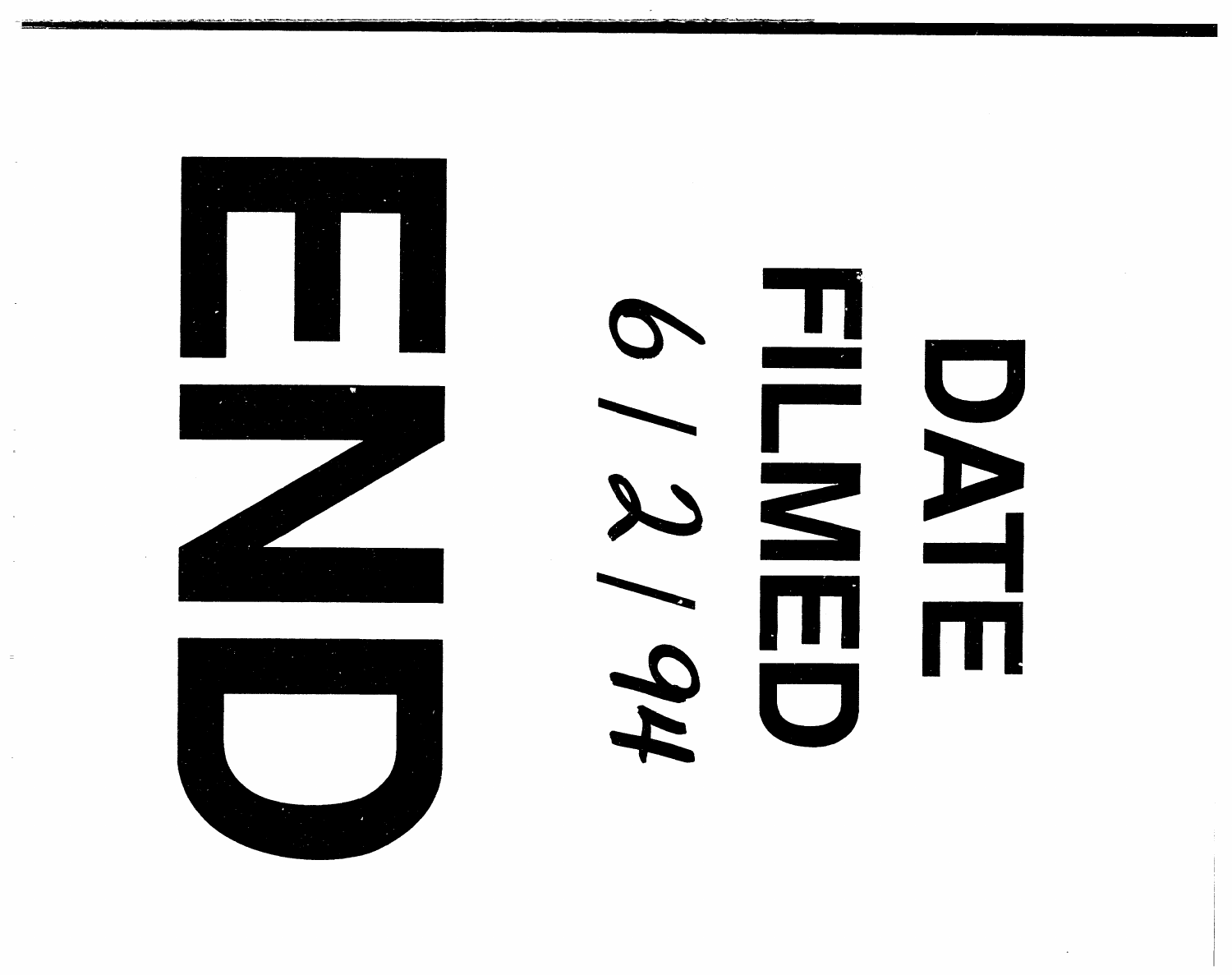END

DATE
FILMED
6/2/94